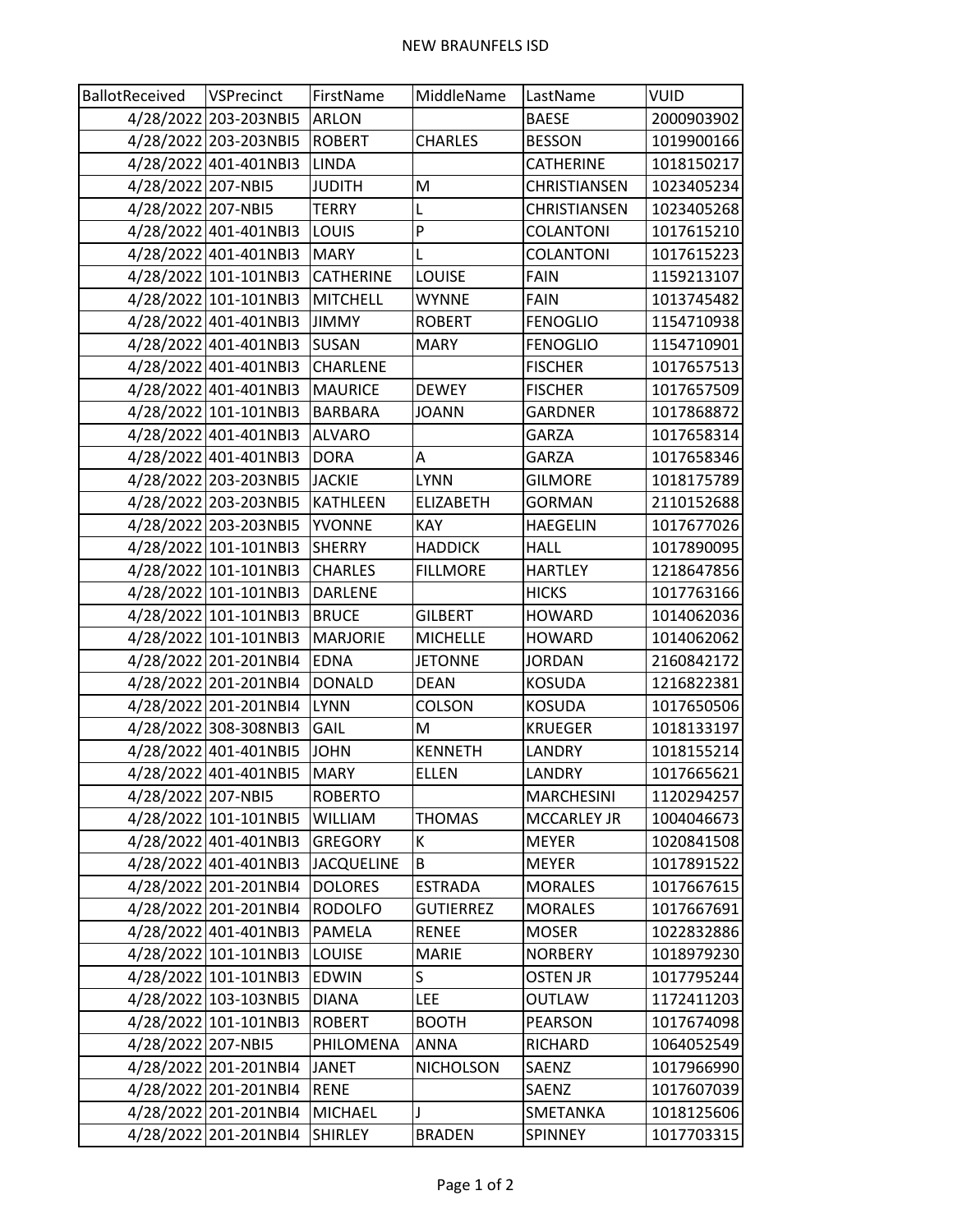NEW BRAUNFELS ISD

| BallotReceived | VSPrecinct | FirstName | MiddleName | LastName | VUID |
|---|---|---|---|---|---|
| 4/28/2022 | 203-203NBI5 | ARLON | | BAESE | 2000903902 |
| 4/28/2022 | 203-203NBI5 | ROBERT | CHARLES | BESSON | 1019900166 |
| 4/28/2022 | 401-401NBI3 | LINDA | | CATHERINE | 1018150217 |
| 4/28/2022 | 207-NBI5 | JUDITH | M | CHRISTIANSEN | 1023405234 |
| 4/28/2022 | 207-NBI5 | TERRY | L | CHRISTIANSEN | 1023405268 |
| 4/28/2022 | 401-401NBI3 | LOUIS | P | COLANTONI | 1017615210 |
| 4/28/2022 | 401-401NBI3 | MARY | L | COLANTONI | 1017615223 |
| 4/28/2022 | 101-101NBI3 | CATHERINE | LOUISE | FAIN | 1159213107 |
| 4/28/2022 | 101-101NBI3 | MITCHELL | WYNNE | FAIN | 1013745482 |
| 4/28/2022 | 401-401NBI3 | JIMMY | ROBERT | FENOGLIO | 1154710938 |
| 4/28/2022 | 401-401NBI3 | SUSAN | MARY | FENOGLIO | 1154710901 |
| 4/28/2022 | 401-401NBI3 | CHARLENE | | FISCHER | 1017657513 |
| 4/28/2022 | 401-401NBI3 | MAURICE | DEWEY | FISCHER | 1017657509 |
| 4/28/2022 | 101-101NBI3 | BARBARA | JOANN | GARDNER | 1017868872 |
| 4/28/2022 | 401-401NBI3 | ALVARO | | GARZA | 1017658314 |
| 4/28/2022 | 401-401NBI3 | DORA | A | GARZA | 1017658346 |
| 4/28/2022 | 203-203NBI5 | JACKIE | LYNN | GILMORE | 1018175789 |
| 4/28/2022 | 203-203NBI5 | KATHLEEN | ELIZABETH | GORMAN | 2110152688 |
| 4/28/2022 | 203-203NBI5 | YVONNE | KAY | HAEGELIN | 1017677026 |
| 4/28/2022 | 101-101NBI3 | SHERRY | HADDICK | HALL | 1017890095 |
| 4/28/2022 | 101-101NBI3 | CHARLES | FILLMORE | HARTLEY | 1218647856 |
| 4/28/2022 | 101-101NBI3 | DARLENE | | HICKS | 1017763166 |
| 4/28/2022 | 101-101NBI3 | BRUCE | GILBERT | HOWARD | 1014062036 |
| 4/28/2022 | 101-101NBI3 | MARJORIE | MICHELLE | HOWARD | 1014062062 |
| 4/28/2022 | 201-201NBI4 | EDNA | JETONNE | JORDAN | 2160842172 |
| 4/28/2022 | 201-201NBI4 | DONALD | DEAN | KOSUDA | 1216822381 |
| 4/28/2022 | 201-201NBI4 | LYNN | COLSON | KOSUDA | 1017650506 |
| 4/28/2022 | 308-308NBI3 | GAIL | M | KRUEGER | 1018133197 |
| 4/28/2022 | 401-401NBI5 | JOHN | KENNETH | LANDRY | 1018155214 |
| 4/28/2022 | 401-401NBI5 | MARY | ELLEN | LANDRY | 1017665621 |
| 4/28/2022 | 207-NBI5 | ROBERTO | | MARCHESINI | 1120294257 |
| 4/28/2022 | 101-101NBI5 | WILLIAM | THOMAS | MCCARLEY JR | 1004046673 |
| 4/28/2022 | 401-401NBI3 | GREGORY | K | MEYER | 1020841508 |
| 4/28/2022 | 401-401NBI3 | JACQUELINE | B | MEYER | 1017891522 |
| 4/28/2022 | 201-201NBI4 | DOLORES | ESTRADA | MORALES | 1017667615 |
| 4/28/2022 | 201-201NBI4 | RODOLFO | GUTIERREZ | MORALES | 1017667691 |
| 4/28/2022 | 401-401NBI3 | PAMELA | RENEE | MOSER | 1022832886 |
| 4/28/2022 | 101-101NBI3 | LOUISE | MARIE | NORBERY | 1018979230 |
| 4/28/2022 | 101-101NBI3 | EDWIN | S | OSTEN JR | 1017795244 |
| 4/28/2022 | 103-103NBI5 | DIANA | LEE | OUTLAW | 1172411203 |
| 4/28/2022 | 101-101NBI3 | ROBERT | BOOTH | PEARSON | 1017674098 |
| 4/28/2022 | 207-NBI5 | PHILOMENA | ANNA | RICHARD | 1064052549 |
| 4/28/2022 | 201-201NBI4 | JANET | NICHOLSON | SAENZ | 1017966990 |
| 4/28/2022 | 201-201NBI4 | RENE | | SAENZ | 1017607039 |
| 4/28/2022 | 201-201NBI4 | MICHAEL | J | SMETANKA | 1018125606 |
| 4/28/2022 | 201-201NBI4 | SHIRLEY | BRADEN | SPINNEY | 1017703315 |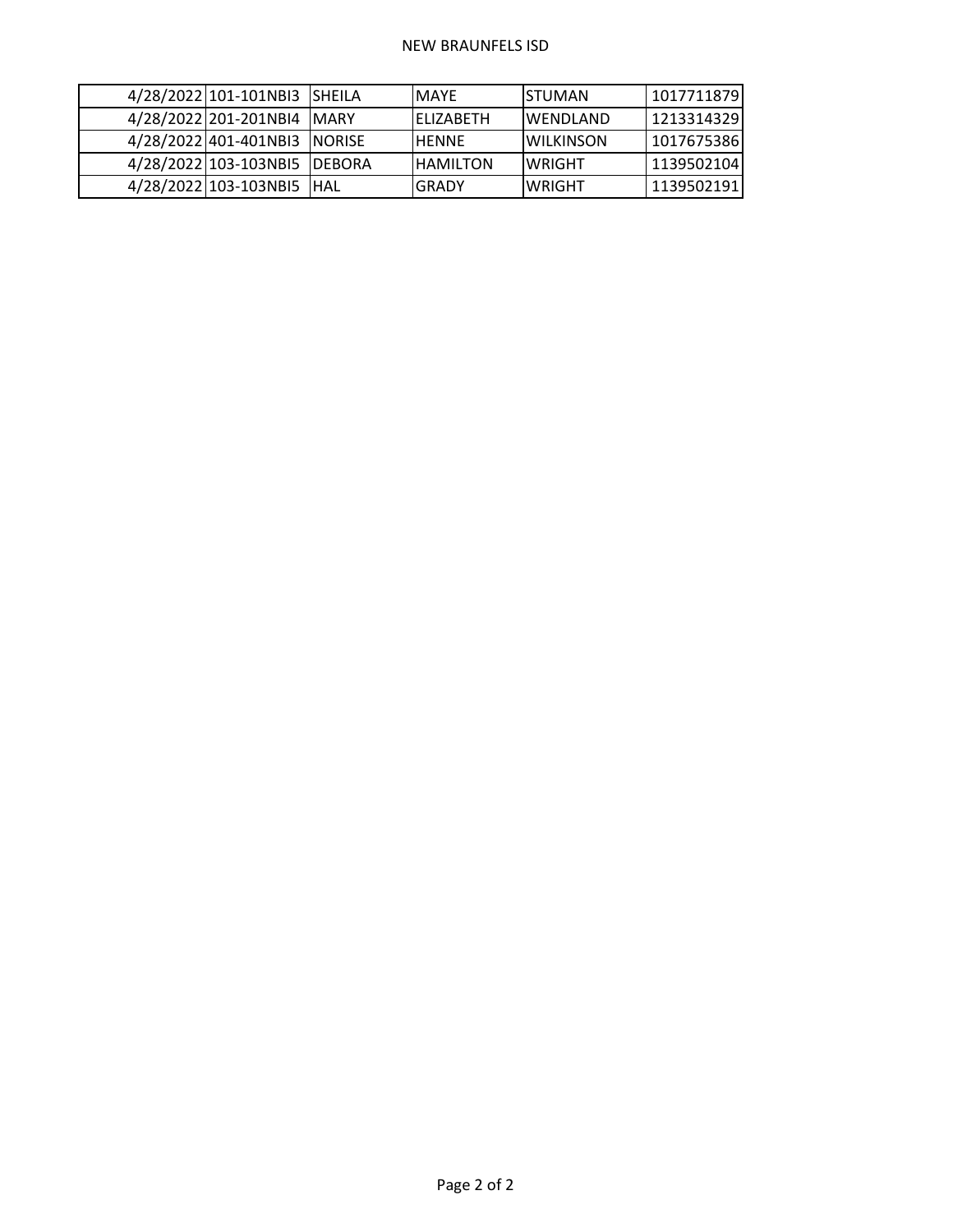| | | | | | |
|---|---|---|---|---|---|
| 4/28/2022 | 101-101NBI3 | SHEILA | MAYE | STUMAN | 1017711879 |
| 4/28/2022 | 201-201NBI4 | MARY | ELIZABETH | WENDLAND | 1213314329 |
| 4/28/2022 | 401-401NBI3 | NORISE | HENNE | WILKINSON | 1017675386 |
| 4/28/2022 | 103-103NBI5 | DEBORA | HAMILTON | WRIGHT | 1139502104 |
| 4/28/2022 | 103-103NBI5 | HAL | GRADY | WRIGHT | 1139502191 |